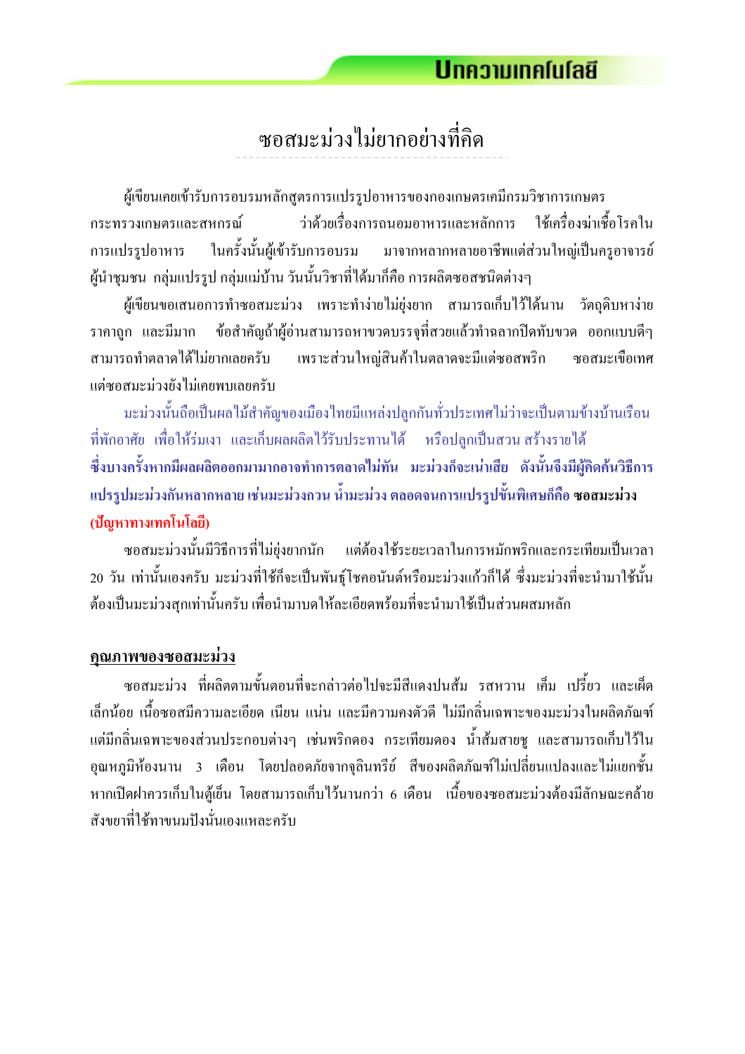# บทความเทคโนโลยี

## ซอสมะม่วงไม่ยากอย่างที่คิด

ผู้เขียนเคยเข้ารับการอบรมหลักสูตรการแปรรูปอาหารของกองเกษตรเคมีกรมวิชาการเกษตร กระทรวงเกษตรและสหกรณ์ ว่าด้วยเรื่องการถนอมอาหารและหลักการ ใช้เครื่องฆ่าเชื้อโรคในการแปรรูปอาหาร ในครั้งนั้นผู้เข้ารับการอบรม มาจากหลากหลายอาชีพแต่ส่วนใหญ่เป็นครูอาจารย์ ผู้นำชุมชน กลุ่มแปรรูป กลุ่มแม่บ้าน วันนั้นวิชาที่ได้มาก็คือ การผลิตซอสชนิดต่างๆ

ผู้เขียนขอเสนอการทำซอสมะม่วง เพราะทำง่ายไม่ยุ่งยาก สามารถเก็บไว้ได้นาน วัตถุดิบหาง่าย ราคาถูก และมีมาก ข้อสำคัญถ้าผู้อ่านสามารถหาขวดบรรจุที่สวยแล้วทำฉลากปิดทับขวด ออกแบบดีๆ สามารถทำตลาดได้ไม่ยากเลยครับ เพราะส่วนใหญ่สินค้าในตลาดจะมีแต่ซอสพริก ซอสมะเขือเทศ แต่ซอสมะม่วงยังไม่เคยพบเลยครับ

มะม่วงนั้นถือเป็นผลไม้สำคัญของเมืองไทยมีแหล่งปลูกกันทั่วประเทศไม่ว่าจะเป็นตามข้างบ้านเรือนที่พักอาศัย เพื่อให้ร่มเงา และเก็บผลผลิตไว้รับประทานได้ หรือปลูกเป็นสวน สร้างรายได้ **ซึ่งบางครั้งหากมีผลผลิตออกมามากอาจทำการตลาดไม่ทัน มะม่วงก็จะเน่าเสีย ดังนั้นจึงมีผู้คิดค้นวิธีการแปรรูปมะม่วงกันหลากหลาย เช่นมะม่วงกวน น้ำมะม่วง ตลอดจนการแปรรูปขั้นพิเศษก็คือ ซอสมะม่วง (ปัญหาทางเทคโนโลยี)**

ซอสมะม่วงนั้นมีวิธีการที่ไม่ยุ่งยากนัก แต่ต้องใช้ระยะเวลาในการหมักพริกและกระเทียมเป็นเวลา 20 วัน เท่านั้นเองครับ มะม่วงที่ใช้ก็จะเป็นพันธุ์โชคอนันต์หรือมะม่วงแก้วก็ได้ ซึ่งมะม่วงที่จะนำมาใช้นั้นต้องเป็นมะม่วงสุกเท่านั้นครับ เพื่อนำมาบดให้ละเอียดพร้อมที่จะนำมาใช้เป็นส่วนผสมหลัก

### คุณภาพของซอสมะม่วง

ซอสมะม่วง ที่ผลิตตามขั้นตอนที่จะกล่าวต่อไปจะมีสีแดงปนส้ม รสหวาน เค็ม เปรี้ยว และเผ็ดเล็กน้อย เนื้อซอสมีความละเอียด เนียน แน่น และมีความคงตัวดี ไม่มีกลิ่นเฉพาะของมะม่วงในผลิตภัณฑ์ แต่มีกลิ่นเฉพาะของส่วนประกอบต่างๆ เช่นพริกดอง กระเทียมดอง น้ำส้มสายชู และสามารถเก็บไว้ในอุณหภูมิห้องนาน 3 เดือน โดยปลอดภัยจากจุลินทรีย์ สีของผลิตภัณฑ์ไม่เปลี่ยนแปลงและไม่แยกชั้น หากเปิดฝาควรเก็บในตู้เย็น โดยสามารถเก็บไว้นานกว่า 6 เดือน เนื้อของซอสมะม่วงต้องมีลักษณะคล้ายสังขยาที่ใช้ทาขนมปังนั่นเองแหละครับ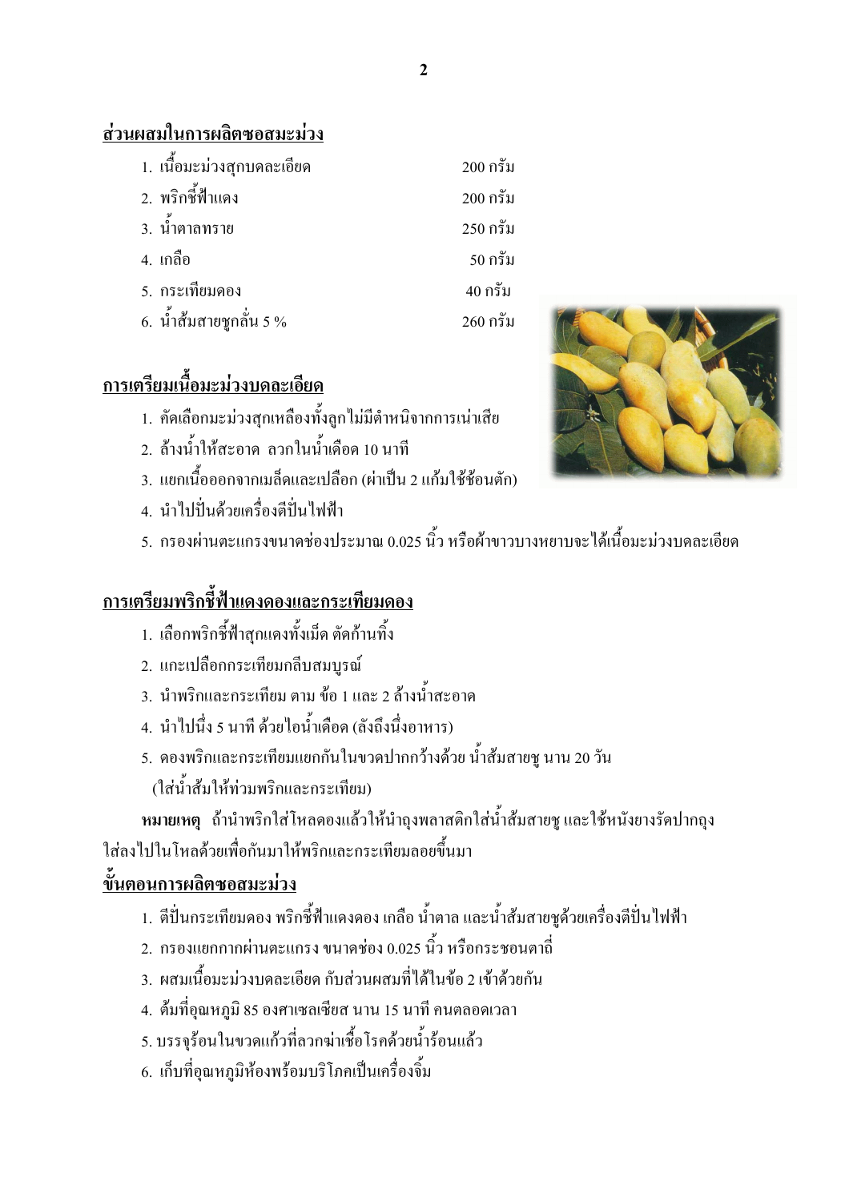## ส่วนผสมในการผลิตซอสมะม่วง

| | |
|---|---|
| 1. เนื้อมะม่วงสุกบดละเอียด | 200 กรัม |
| 2. พริกชี้ฟ้าแดง | 200 กรัม |
| 3. น้ำตาลทราย | 250 กรัม |
| 4. เกลือ | 50 กรัม |
| 5. กระเทียมดอง | 40 กรัม |
| 6. น้ำส้มสายชูกลั่น 5 % | 260 กรัม |

## การเตรียมเนื้อมะม่วงบดละเอียด

1. คัดเลือกมะม่วงสุกเหลืองทั้งลูกไม่มีตำหนิจากการเน่าเสีย
2. ล้างน้ำให้สะอาด ลวกในน้ำเดือด 10 นาที
3. แยกเนื้อออกจากเมล็ดและเปลือก (ผ่าเป็น 2 แก้มใช้ช้อนตัก)
4. นำไปปั่นด้วยเครื่องตีปั่นไฟฟ้า
5. กรองผ่านตะแกรงขนาดช่องประมาณ 0.025 นิ้ว หรือผ้าขาวบางหยาบจะได้เนื้อมะม่วงบดละเอียด

## การเตรียมพริกชี้ฟ้าแดงดองและกระเทียมดอง

1. เลือกพริกชี้ฟ้าสุกแดงทั้งเม็ด ตัดก้านทิ้ง
2. แกะเปลือกกระเทียมกลีบสมบูรณ์
3. นำพริกและกระเทียม ตาม ข้อ 1 และ 2 ล้างน้ำสะอาด
4. นำไปนึ่ง 5 นาที ด้วยไอน้ำเดือด (ลังถึงนึ่งอาหาร)
5. ดองพริกและกระเทียมแยกกันในขวดปากกว้างด้วย น้ำส้มสายชู นาน 20 วัน
   (ใส่น้ำส้มให้ท่วมพริกและกระเทียม)

**หมายเหตุ** ถ้านำพริกใส่โหลดองแล้วให้นำถุงพลาสติกใส่น้ำส้มสายชู และใช้หนังยางรัดปากถุง ใส่ลงไปในโหลด้วยเพื่อกันมาให้พริกและกระเทียมลอยขึ้นมา

## ขั้นตอนการผลิตซอสมะม่วง

1. ตีปั่นกระเทียมดอง พริกชี้ฟ้าแดงดอง เกลือ น้ำตาล และน้ำส้มสายชูด้วยเครื่องตีปั่นไฟฟ้า
2. กรองแยกกากผ่านตะแกรง ขนาดช่อง 0.025 นิ้ว หรือกระชอนตาถี่
3. ผสมเนื้อมะม่วงบดละเอียด กับส่วนผสมที่ได้ในข้อ 2 เข้าด้วยกัน
4. ต้มที่อุณหภูมิ 85 องศาเซลเซียส นาน 15 นาที คนตลอดเวลา
5. บรรจุร้อนในขวดแก้วที่ลวกฆ่าเชื้อโรคด้วยน้ำร้อนแล้ว
6. เก็บที่อุณหภูมิห้องพร้อมบริโภคเป็นเครื่องจิ้ม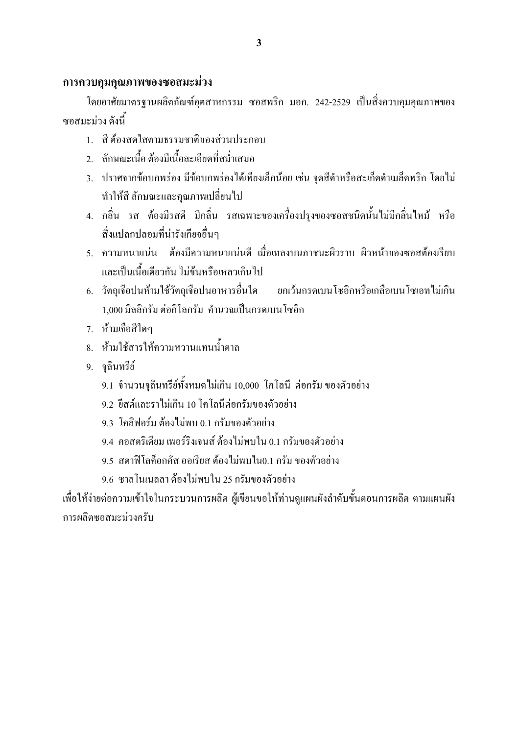**การควบคุมคุณภาพของซอสมะม่วง**

โดยอาศัยมาตรฐานผลิตภัณฑ์อุตสาหกรรม ซอสพริก มอก. 242-2529 เป็นสิ่งควบคุมคุณภาพของซอสมะม่วง ดังนี้

1. สี ต้องสดใสตามธรรมชาติของส่วนประกอบ
2. ลักษณะเนื้อ ต้องมีเนื้อละเอียดที่สม่ำเสมอ
3. ปราศจากข้อบกพร่อง มีข้อบกพร่องได้เพียงเล็กน้อย เช่น จุดสีดำหรือสะเก็ดดำเมล็ดพริก โดยไม่ทำให้สี ลักษณะและคุณภาพเปลี่ยนไป
4. กลิ่น รส ต้องมีรสดี มีกลิ่น รสเฉพาะของเครื่องปรุงของซอสชนิดนั้นไม่มีกลิ่นไหม้ หรือสิ่งแปลกปลอมที่น่ารังเกียจอื่นๆ
5. ความหนาแน่น ต้องมีความหนาแน่นดี เมื่อเทลงบนภาชนะผิวราบ ผิวหน้าของซอสต้องเรียบและเป็นเนื้อเดียวกัน ไม่ข้นหรือเหลวเกินไป
6. วัตถุเจือปนห้ามใช้วัตถุเจือปนอาหารอื่นใด ยกเว้นกรดเบนโซอิกหรือเกลือเบนโซเอทไม่เกิน 1,000 มิลลิกรัม ต่อกิโลกรัม คำนวณเป็นกรดเบนโซอิก
7. ห้ามเจือสีใดๆ
8. ห้ามใช้สารให้ความหวานแทนน้ำตาล
9. จุลินทรีย์
   - 9.1 จำนวนจุลินทรีย์ทั้งหมดไม่เกิน 10,000 โคโลนี ต่อกรัม ของตัวอย่าง
   - 9.2 ยีสต์และราไม่เกิน 10 โคโลนีต่อกรัมของตัวอย่าง
   - 9.3 โคลิฟอร์ม ต้องไม่พบ 0.1 กรัมของตัวอย่าง
   - 9.4 คอสตริเดียม เพอร์ริงเจนส์ ต้องไม่พบใน 0.1 กรัมของตัวอย่าง
   - 9.5 สตาฟิโลค็อกคัส ออเรียส ต้องไม่พบใน0.1 กรัม ของตัวอย่าง
   - 9.6 ซาลโมเนลลา ต้องไม่พบใน 25 กรัมของตัวอย่าง

เพื่อให้ง่ายต่อความเข้าใจในกระบวนการผลิต ผู้เขียนขอให้ท่านดูแผนผังลำดับขั้นตอนการผลิต ตามแผนผังการผลิตซอสมะม่วงครับ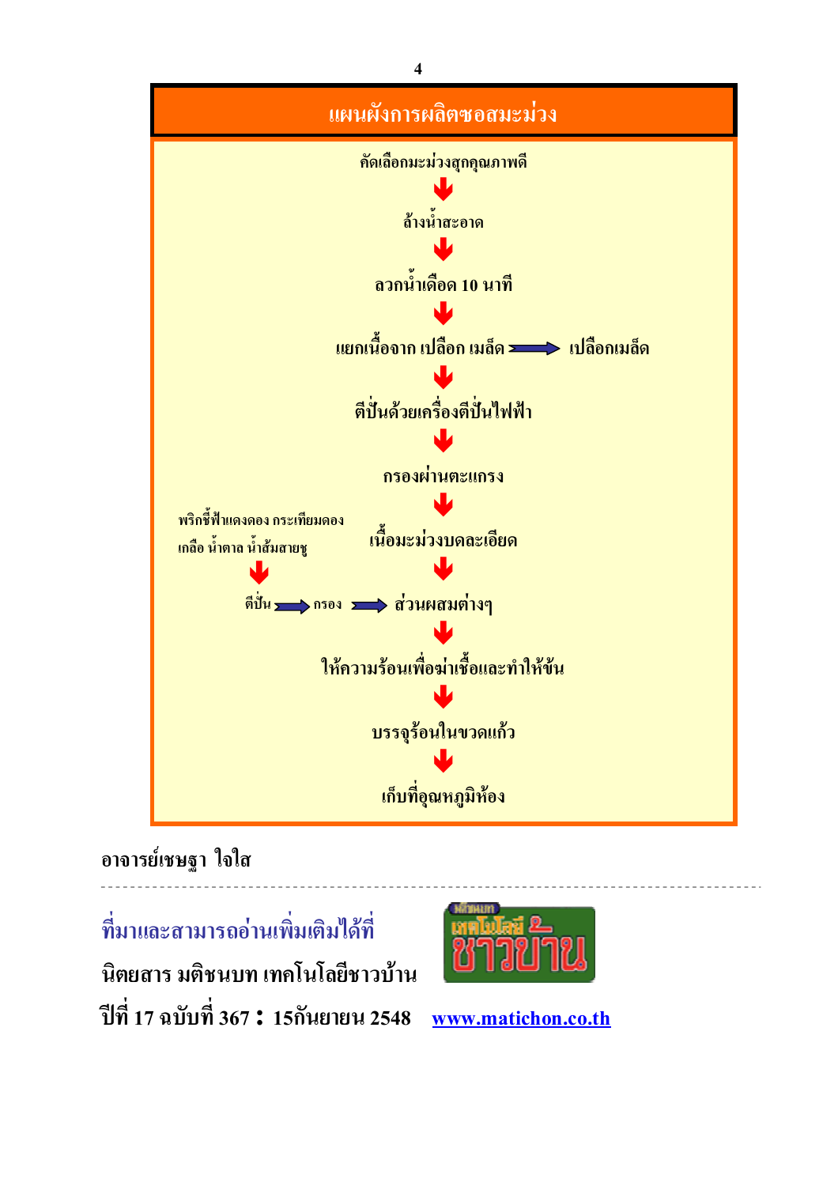## แผนผังการผลิตซอสมะม่วง

คัดเลือกมะม่วงสุกคุณภาพดี

↓

ล้างน้ำสะอาด

↓

ลวกน้ำเดือด 10 นาที

↓

แยกเนื้อจาก เปลือก เมล็ด → เปลือกเมล็ด

↓

ตีปั่นด้วยเครื่องตีปั่นไฟฟ้า

↓

กรองผ่านตะแกรง

↓

เนื้อมะม่วงบดละเอียด

↓

พริกชี้ฟ้าแดงดอง กระเทียมดอง เกลือ น้ำตาล น้ำส้มสายชู ↓ ตีปั่น → กรอง → ส่วนผสมต่างๆ

↓

ให้ความร้อนเพื่อฆ่าเชื้อและทำให้ข้น

↓

บรรจุร้อนในขวดแก้ว

↓

เก็บที่อุณหภูมิห้อง

**อาจารย์เชษฐา ใจใส**

---

**ที่มาและสามารถอ่านเพิ่มเติมได้ที่**

**นิตยสาร มติชนบท เทคโนโลยีชาวบ้าน**

**ปีที่ 17 ฉบับที่ 367 : 15กันยายน 2548** www.matichon.co.th